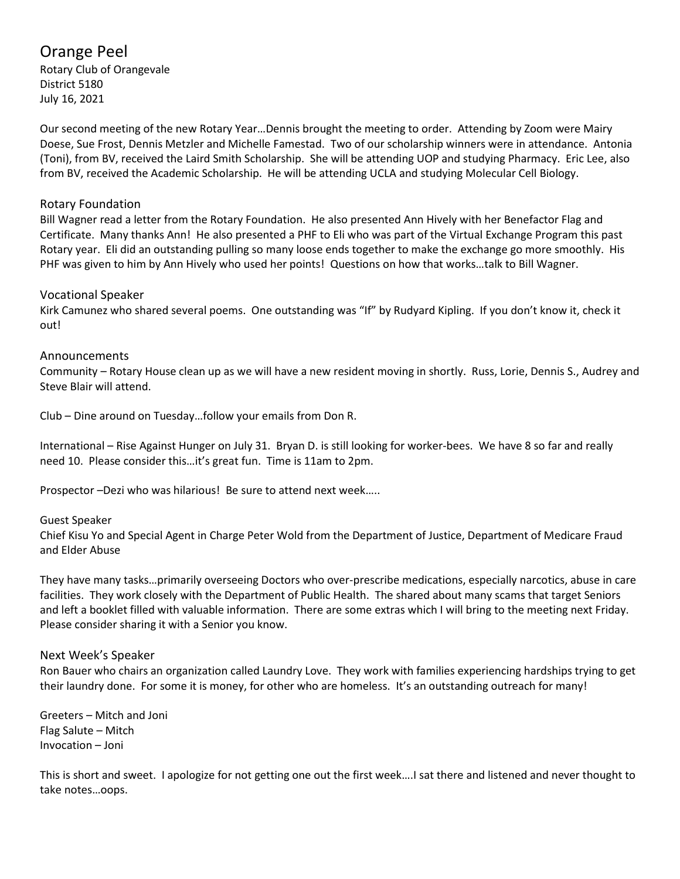# Orange Peel

Rotary Club of Orangevale
District 5180
July 16, 2021

Our second meeting of the new Rotary Year…Dennis brought the meeting to order. Attending by Zoom were Mairy Doese, Sue Frost, Dennis Metzler and Michelle Famestad. Two of our scholarship winners were in attendance. Antonia (Toni), from BV, received the Laird Smith Scholarship. She will be attending UOP and studying Pharmacy. Eric Lee, also from BV, received the Academic Scholarship. He will be attending UCLA and studying Molecular Cell Biology.

## Rotary Foundation

Bill Wagner read a letter from the Rotary Foundation. He also presented Ann Hively with her Benefactor Flag and Certificate. Many thanks Ann! He also presented a PHF to Eli who was part of the Virtual Exchange Program this past Rotary year. Eli did an outstanding pulling so many loose ends together to make the exchange go more smoothly. His PHF was given to him by Ann Hively who used her points! Questions on how that works…talk to Bill Wagner.

## Vocational Speaker

Kirk Camunez who shared several poems. One outstanding was "If" by Rudyard Kipling. If you don't know it, check it out!

## Announcements

Community – Rotary House clean up as we will have a new resident moving in shortly. Russ, Lorie, Dennis S., Audrey and Steve Blair will attend.

Club – Dine around on Tuesday…follow your emails from Don R.

International – Rise Against Hunger on July 31. Bryan D. is still looking for worker-bees. We have 8 so far and really need 10. Please consider this…it's great fun. Time is 11am to 2pm.

Prospector –Dezi who was hilarious! Be sure to attend next week…..

Guest Speaker

Chief Kisu Yo and Special Agent in Charge Peter Wold from the Department of Justice, Department of Medicare Fraud and Elder Abuse

They have many tasks…primarily overseeing Doctors who over-prescribe medications, especially narcotics, abuse in care facilities. They work closely with the Department of Public Health. The shared about many scams that target Seniors and left a booklet filled with valuable information. There are some extras which I will bring to the meeting next Friday. Please consider sharing it with a Senior you know.

## Next Week's Speaker

Ron Bauer who chairs an organization called Laundry Love. They work with families experiencing hardships trying to get their laundry done. For some it is money, for other who are homeless. It's an outstanding outreach for many!

Greeters – Mitch and Joni
Flag Salute – Mitch
Invocation – Joni

This is short and sweet. I apologize for not getting one out the first week….I sat there and listened and never thought to take notes…oops.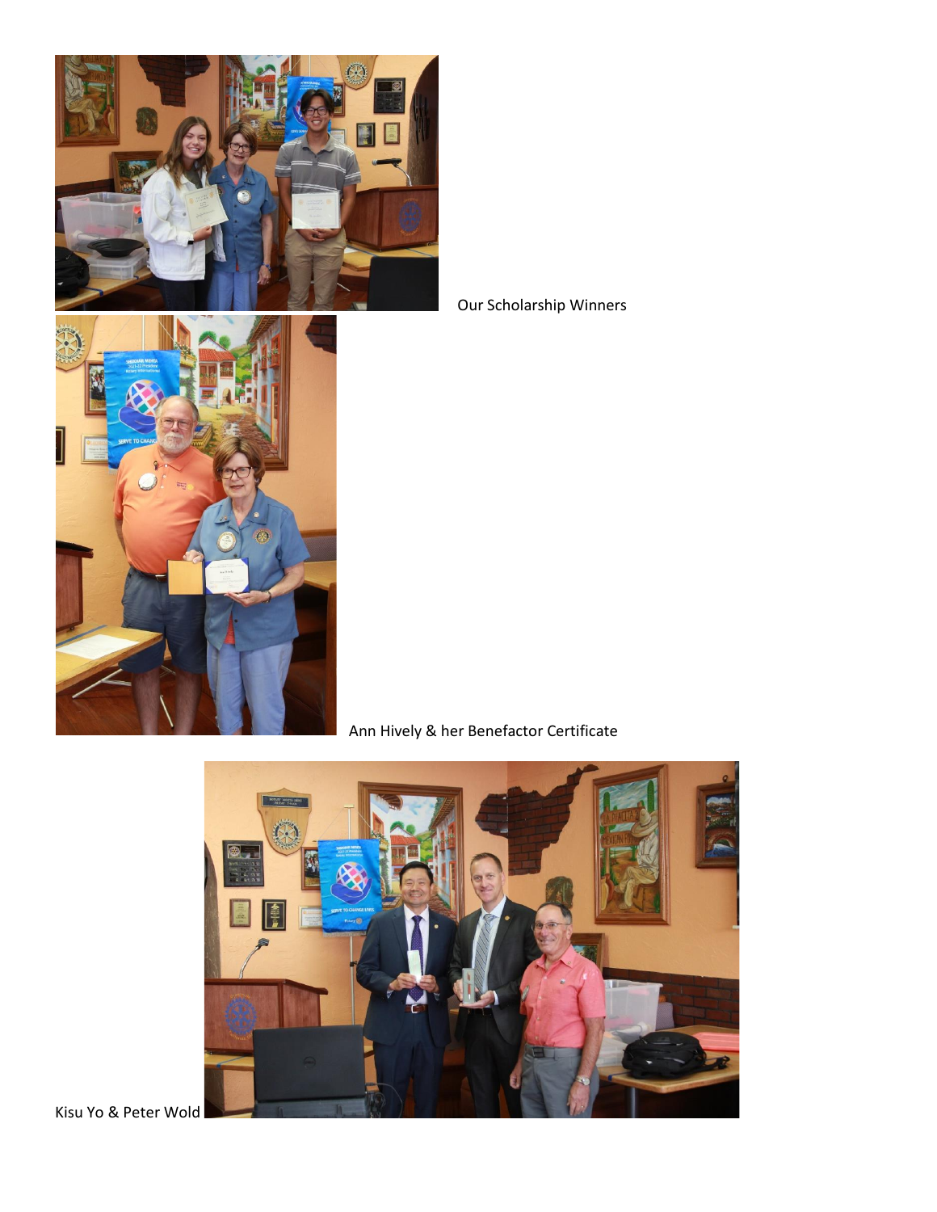Our Scholarship Winners

Ann Hively & her Benefactor Certificate

Kisu Yo & Peter Wold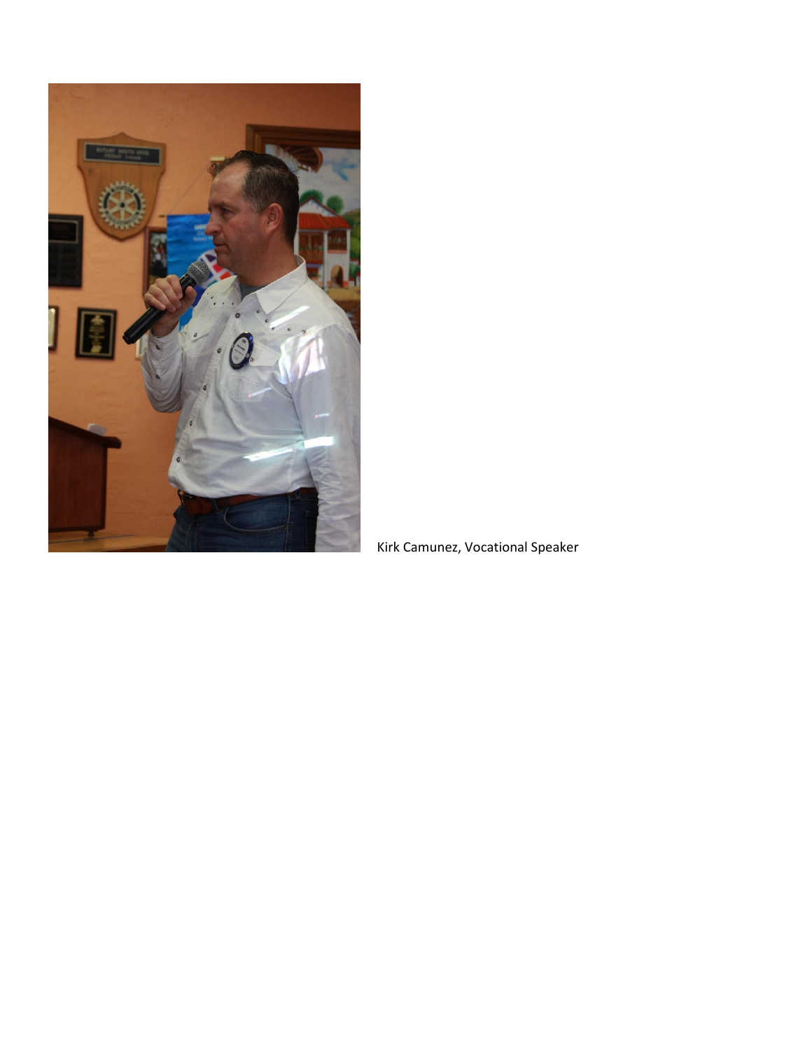Kirk Camunez, Vocational Speaker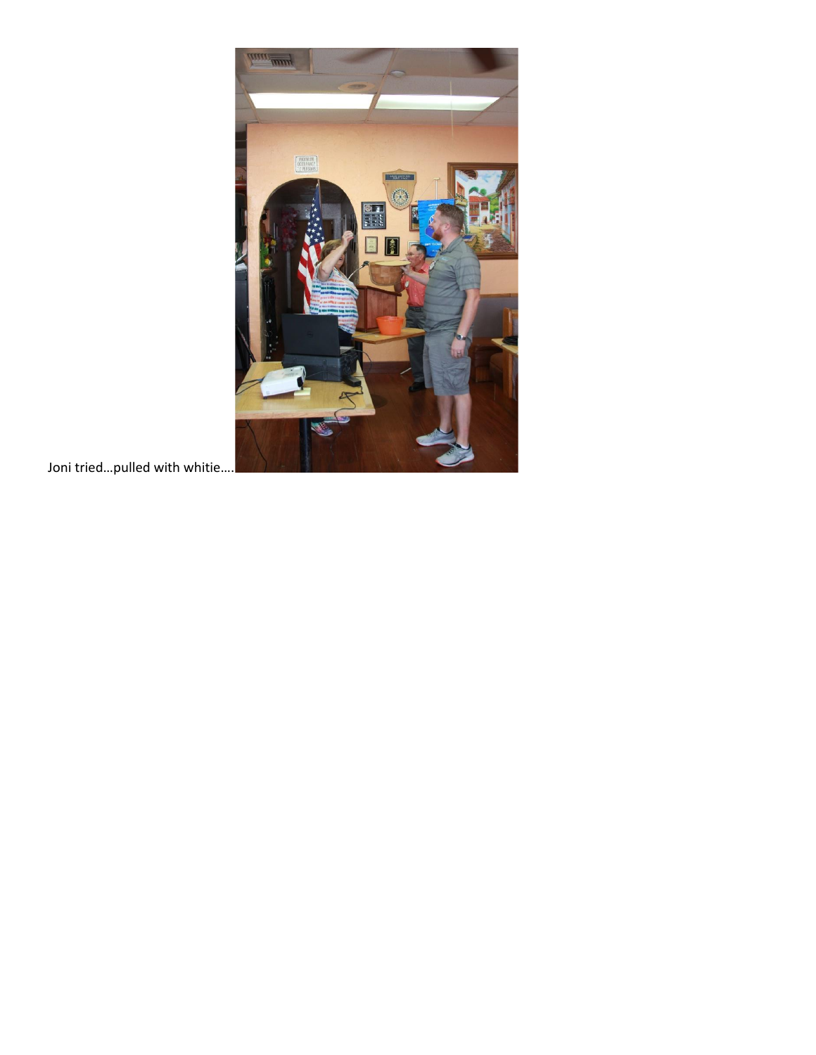Joni tried…pulled with whitie….